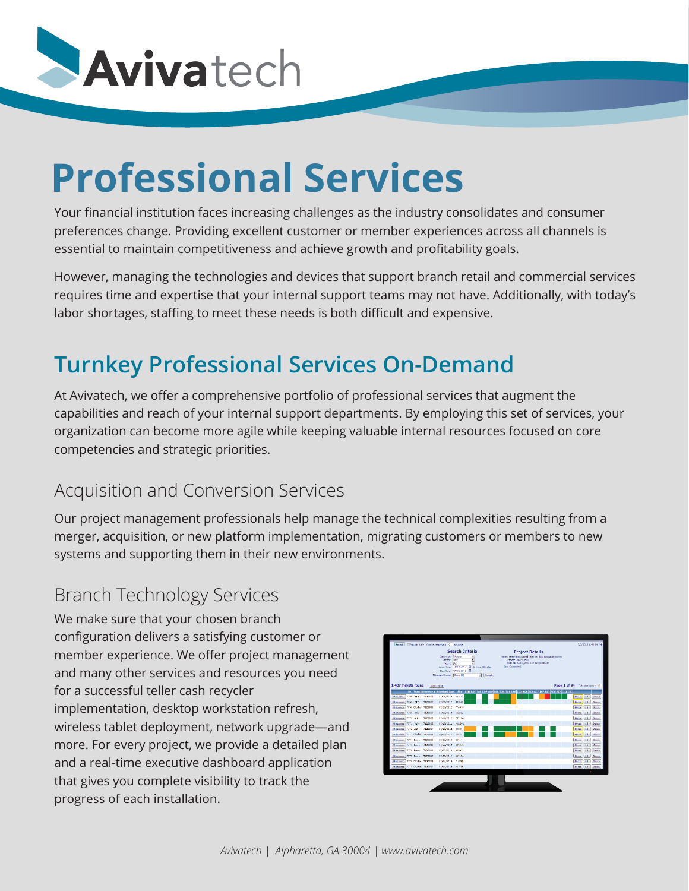# Professional Services

Your financial institution faces increasing challenges as the industry consolidates and consumer preferences change. Providing excellent customer or member experiences across all channels is essential to maintain competitiveness and achieve growth and profitability goals.

However, managing the technologies and devices that support branch retail and commercial services requires time and expertise that your internal support teams may not have. Additionally, with today's labor shortages, staffing to meet these needs is both difficult and expensive.

## Turnkey Professional Services On-Demand

At Avivatech, we offer a comprehensive portfolio of professional services that augment the capabilities and reach of your internal support departments. By employing this set of services, your organization can become more agile while keeping valuable internal resources focused on core competencies and strategic priorities.

### Acquisition and Conversion Services

Our project management professionals help manage the technical complexities resulting from a merger, acquisition, or new platform implementation, migrating customers or members to new systems and supporting them in their new environments.

### Branch Technology Services

We make sure that your chosen branch configuration delivers a satisfying customer or member experience. We offer project management and many other services and resources you need for a successful teller cash recycler implementation, desktop workstation refresh, wireless tablet deployment, network upgrade—and more. For every project, we provide a detailed plan and a real-time executive dashboard application that gives you complete visibility to track the progress of each installation.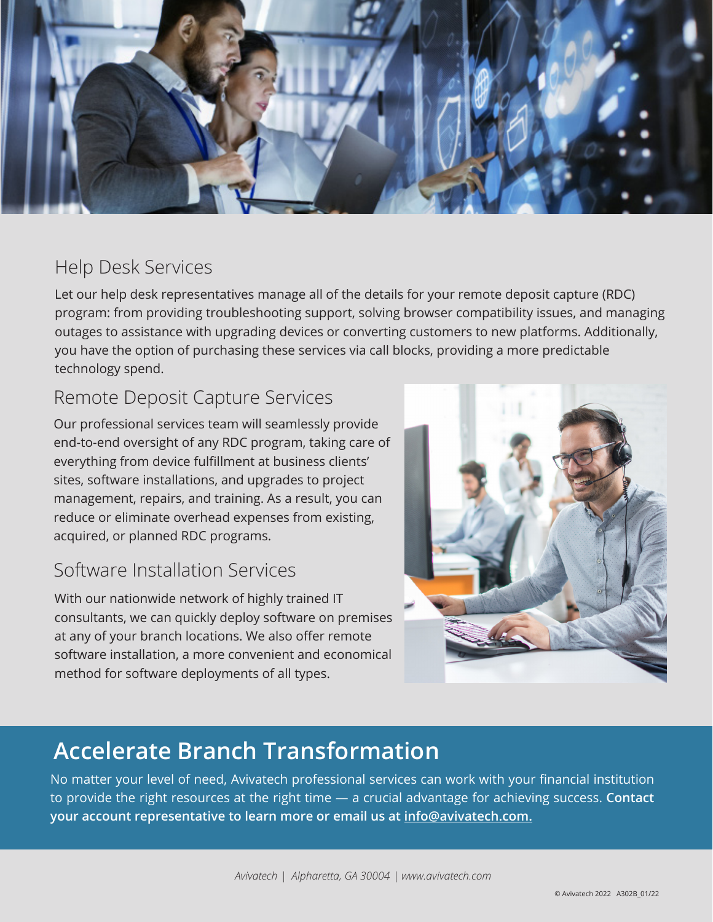## Help Desk Services

Let our help desk representatives manage all of the details for your remote deposit capture (RDC) program: from providing troubleshooting support, solving browser compatibility issues, and managing outages to assistance with upgrading devices or converting customers to new platforms. Additionally, you have the option of purchasing these services via call blocks, providing a more predictable technology spend.

## Remote Deposit Capture Services

Our professional services team will seamlessly provide end-to-end oversight of any RDC program, taking care of everything from device fulfillment at business clients' sites, software installations, and upgrades to project management, repairs, and training. As a result, you can reduce or eliminate overhead expenses from existing, acquired, or planned RDC programs.

## Software Installation Services

With our nationwide network of highly trained IT consultants, we can quickly deploy software on premises at any of your branch locations. We also offer remote software installation, a more convenient and economical method for software deployments of all types.

# Accelerate Branch Transformation

No matter your level of need, Avivatech professional services can work with your financial institution to provide the right resources at the right time — a crucial advantage for achieving success. **Contact your account representative to learn more or email us at info@avivatech.com.**

*Avivatech | Alpharetta, GA 30004 | www.avivatech.com*

© Avivatech 2022 A302B_01/22